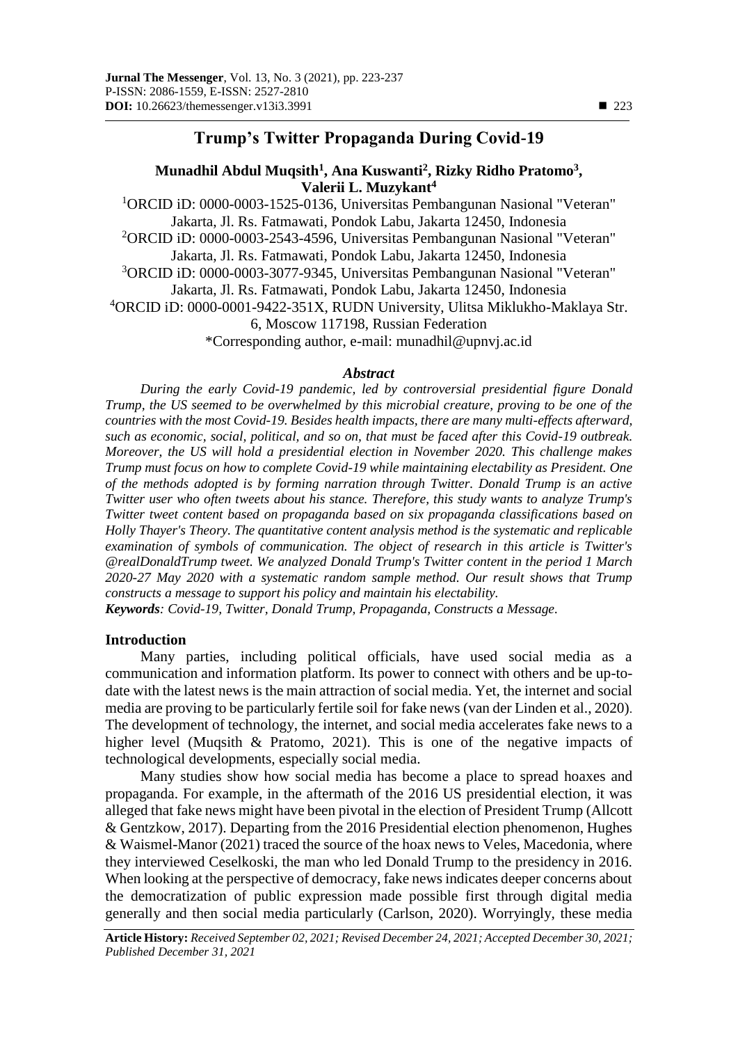# Trump's Twitter Propaganda During Covid-19

**Munadhil Abdul Muqsith[1], Ana Kuswanti[2], Rizky Ridho Pratomo[3], Valerii L. Muzykant[4]**

[1]ORCID iD: 0000-0003-1525-0136, Universitas Pembangunan Nasional "Veteran" Jakarta, Jl. Rs. Fatmawati, Pondok Labu, Jakarta 12450, Indonesia
[2]ORCID iD: 0000-0003-2543-4596, Universitas Pembangunan Nasional "Veteran" Jakarta, Jl. Rs. Fatmawati, Pondok Labu, Jakarta 12450, Indonesia
[3]ORCID iD: 0000-0003-3077-9345, Universitas Pembangunan Nasional "Veteran" Jakarta, Jl. Rs. Fatmawati, Pondok Labu, Jakarta 12450, Indonesia
[4]ORCID iD: 0000-0001-9422-351X, RUDN University, Ulitsa Miklukho-Maklaya Str. 6, Moscow 117198, Russian Federation
*Corresponding author, e-mail: munadhil@upnvj.ac.id

### *Abstract*

*During the early Covid-19 pandemic, led by controversial presidential figure Donald Trump, the US seemed to be overwhelmed by this microbial creature, proving to be one of the countries with the most Covid-19. Besides health impacts, there are many multi-effects afterward, such as economic, social, political, and so on, that must be faced after this Covid-19 outbreak. Moreover, the US will hold a presidential election in November 2020. This challenge makes Trump must focus on how to complete Covid-19 while maintaining electability as President. One of the methods adopted is by forming narration through Twitter. Donald Trump is an active Twitter user who often tweets about his stance. Therefore, this study wants to analyze Trump's Twitter tweet content based on propaganda based on six propaganda classifications based on Holly Thayer's Theory. The quantitative content analysis method is the systematic and replicable examination of symbols of communication. The object of research in this article is Twitter's @realDonaldTrump tweet. We analyzed Donald Trump's Twitter content in the period 1 March 2020-27 May 2020 with a systematic random sample method. Our result shows that Trump constructs a message to support his policy and maintain his electability.*

***Keywords**: Covid-19, Twitter, Donald Trump, Propaganda, Constructs a Message.*

## Introduction

Many parties, including political officials, have used social media as a communication and information platform. Its power to connect with others and be up-to-date with the latest news is the main attraction of social media. Yet, the internet and social media are proving to be particularly fertile soil for fake news (van der Linden et al., 2020). The development of technology, the internet, and social media accelerates fake news to a higher level (Muqsith & Pratomo, 2021). This is one of the negative impacts of technological developments, especially social media.

Many studies show how social media has become a place to spread hoaxes and propaganda. For example, in the aftermath of the 2016 US presidential election, it was alleged that fake news might have been pivotal in the election of President Trump (Allcott & Gentzkow, 2017). Departing from the 2016 Presidential election phenomenon, Hughes & Waismel-Manor (2021) traced the source of the hoax news to Veles, Macedonia, where they interviewed Ceselkoski, the man who led Donald Trump to the presidency in 2016. When looking at the perspective of democracy, fake news indicates deeper concerns about the democratization of public expression made possible first through digital media generally and then social media particularly (Carlson, 2020). Worryingly, these media

**Article History:** *Received September 02, 2021; Revised December 24, 2021; Accepted December 30, 2021; Published December 31, 2021*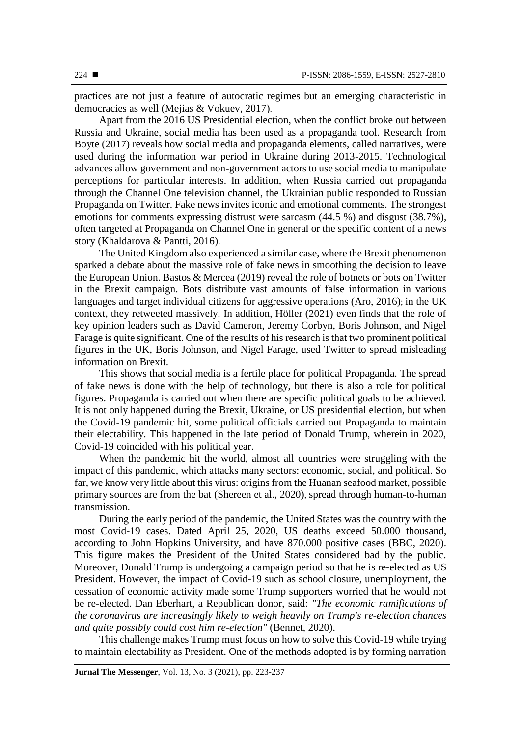practices are not just a feature of autocratic regimes but an emerging characteristic in democracies as well (Mejias & Vokuev, 2017).

Apart from the 2016 US Presidential election, when the conflict broke out between Russia and Ukraine, social media has been used as a propaganda tool. Research from Boyte (2017) reveals how social media and propaganda elements, called narratives, were used during the information war period in Ukraine during 2013-2015. Technological advances allow government and non-government actors to use social media to manipulate perceptions for particular interests. In addition, when Russia carried out propaganda through the Channel One television channel, the Ukrainian public responded to Russian Propaganda on Twitter. Fake news invites iconic and emotional comments. The strongest emotions for comments expressing distrust were sarcasm (44.5 %) and disgust (38.7%), often targeted at Propaganda on Channel One in general or the specific content of a news story (Khaldarova & Pantti, 2016).

The United Kingdom also experienced a similar case, where the Brexit phenomenon sparked a debate about the massive role of fake news in smoothing the decision to leave the European Union. Bastos & Mercea (2019) reveal the role of botnets or bots on Twitter in the Brexit campaign. Bots distribute vast amounts of false information in various languages and target individual citizens for aggressive operations (Aro, 2016); in the UK context, they retweeted massively. In addition, Höller (2021) even finds that the role of key opinion leaders such as David Cameron, Jeremy Corbyn, Boris Johnson, and Nigel Farage is quite significant. One of the results of his research is that two prominent political figures in the UK, Boris Johnson, and Nigel Farage, used Twitter to spread misleading information on Brexit.

This shows that social media is a fertile place for political Propaganda. The spread of fake news is done with the help of technology, but there is also a role for political figures. Propaganda is carried out when there are specific political goals to be achieved. It is not only happened during the Brexit, Ukraine, or US presidential election, but when the Covid-19 pandemic hit, some political officials carried out Propaganda to maintain their electability. This happened in the late period of Donald Trump, wherein in 2020, Covid-19 coincided with his political year.

When the pandemic hit the world, almost all countries were struggling with the impact of this pandemic, which attacks many sectors: economic, social, and political. So far, we know very little about this virus: origins from the Huanan seafood market, possible primary sources are from the bat (Shereen et al., 2020), spread through human-to-human transmission.

During the early period of the pandemic, the United States was the country with the most Covid-19 cases. Dated April 25, 2020, US deaths exceed 50.000 thousand, according to John Hopkins University, and have 870.000 positive cases (BBC, 2020). This figure makes the President of the United States considered bad by the public. Moreover, Donald Trump is undergoing a campaign period so that he is re-elected as US President. However, the impact of Covid-19 such as school closure, unemployment, the cessation of economic activity made some Trump supporters worried that he would not be re-elected. Dan Eberhart, a Republican donor, said: *"The economic ramifications of the coronavirus are increasingly likely to weigh heavily on Trump's re-election chances and quite possibly could cost him re-election"* (Bennet, 2020).

This challenge makes Trump must focus on how to solve this Covid-19 while trying to maintain electability as President. One of the methods adopted is by forming narration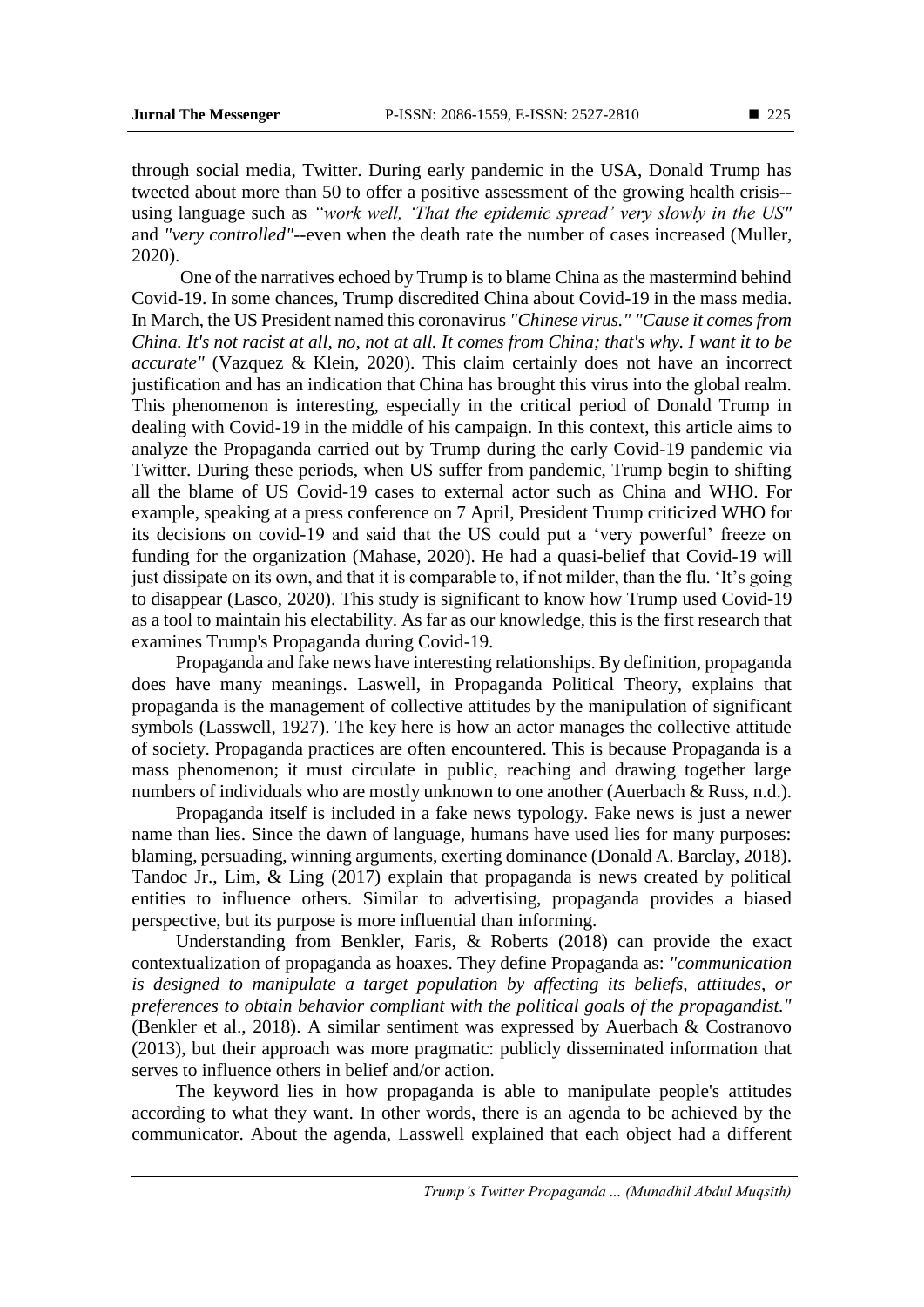through social media, Twitter. During early pandemic in the USA, Donald Trump has tweeted about more than 50 to offer a positive assessment of the growing health crisis--using language such as *"work well, 'That the epidemic spread' very slowly in the US"* and *"very controlled"*--even when the death rate the number of cases increased (Muller, 2020).

One of the narratives echoed by Trump is to blame China as the mastermind behind Covid-19. In some chances, Trump discredited China about Covid-19 in the mass media. In March, the US President named this coronavirus *"Chinese virus." "Cause it comes from China. It's not racist at all, no, not at all. It comes from China; that's why. I want it to be accurate"* (Vazquez & Klein, 2020). This claim certainly does not have an incorrect justification and has an indication that China has brought this virus into the global realm. This phenomenon is interesting, especially in the critical period of Donald Trump in dealing with Covid-19 in the middle of his campaign. In this context, this article aims to analyze the Propaganda carried out by Trump during the early Covid-19 pandemic via Twitter. During these periods, when US suffer from pandemic, Trump begin to shifting all the blame of US Covid-19 cases to external actor such as China and WHO. For example, speaking at a press conference on 7 April, President Trump criticized WHO for its decisions on covid-19 and said that the US could put a 'very powerful' freeze on funding for the organization (Mahase, 2020). He had a quasi-belief that Covid-19 will just dissipate on its own, and that it is comparable to, if not milder, than the flu. 'It's going to disappear (Lasco, 2020). This study is significant to know how Trump used Covid-19 as a tool to maintain his electability. As far as our knowledge, this is the first research that examines Trump's Propaganda during Covid-19.

Propaganda and fake news have interesting relationships. By definition, propaganda does have many meanings. Laswell, in Propaganda Political Theory, explains that propaganda is the management of collective attitudes by the manipulation of significant symbols (Lasswell, 1927). The key here is how an actor manages the collective attitude of society. Propaganda practices are often encountered. This is because Propaganda is a mass phenomenon; it must circulate in public, reaching and drawing together large numbers of individuals who are mostly unknown to one another (Auerbach & Russ, n.d.).

Propaganda itself is included in a fake news typology. Fake news is just a newer name than lies. Since the dawn of language, humans have used lies for many purposes: blaming, persuading, winning arguments, exerting dominance (Donald A. Barclay, 2018). Tandoc Jr., Lim, & Ling (2017) explain that propaganda is news created by political entities to influence others. Similar to advertising, propaganda provides a biased perspective, but its purpose is more influential than informing.

Understanding from Benkler, Faris, & Roberts (2018) can provide the exact contextualization of propaganda as hoaxes. They define Propaganda as: *"communication is designed to manipulate a target population by affecting its beliefs, attitudes, or preferences to obtain behavior compliant with the political goals of the propagandist."* (Benkler et al., 2018). A similar sentiment was expressed by Auerbach & Costranovo (2013), but their approach was more pragmatic: publicly disseminated information that serves to influence others in belief and/or action.

The keyword lies in how propaganda is able to manipulate people's attitudes according to what they want. In other words, there is an agenda to be achieved by the communicator. About the agenda, Lasswell explained that each object had a different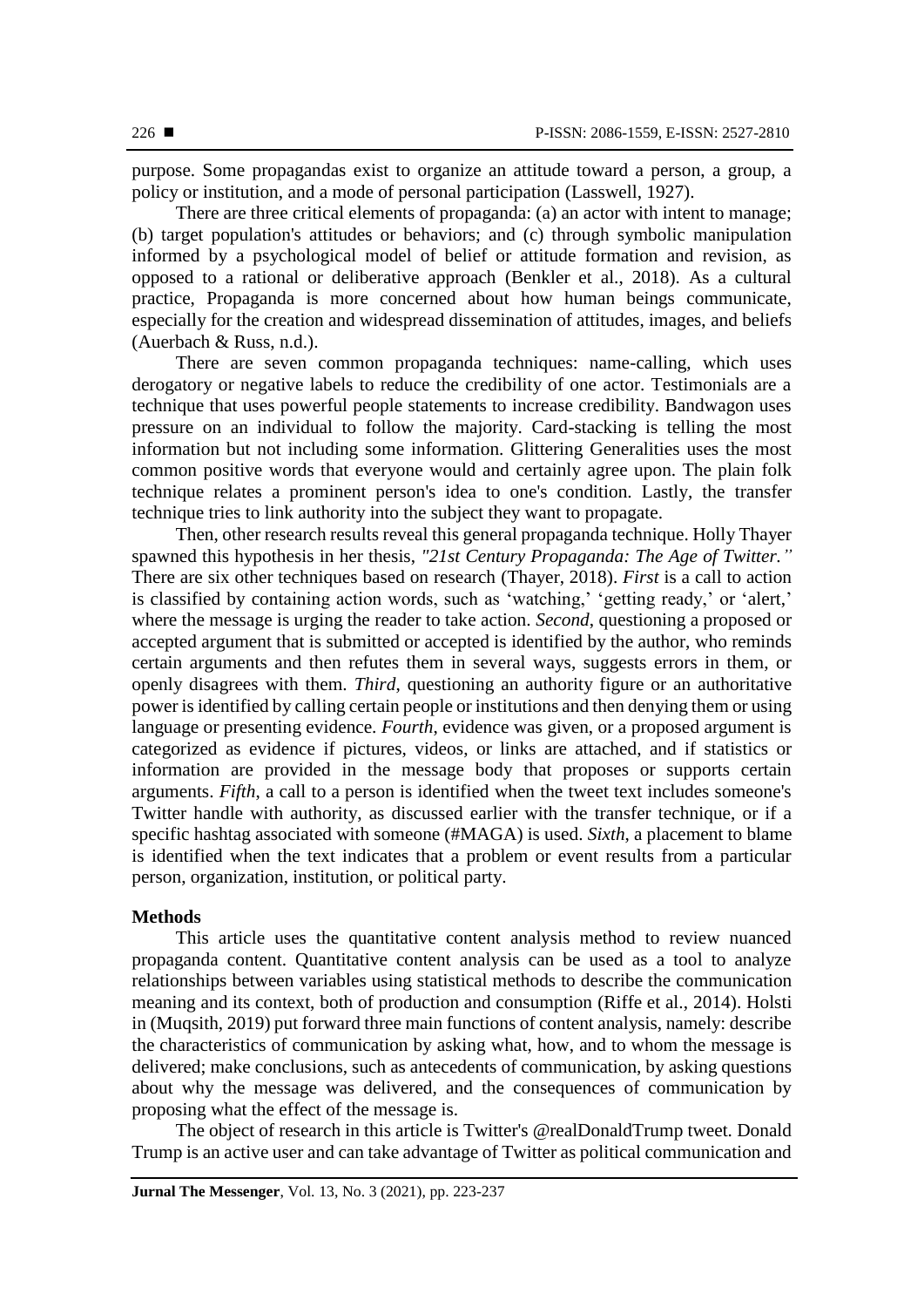purpose. Some propagandas exist to organize an attitude toward a person, a group, a policy or institution, and a mode of personal participation (Lasswell, 1927).

There are three critical elements of propaganda: (a) an actor with intent to manage; (b) target population's attitudes or behaviors; and (c) through symbolic manipulation informed by a psychological model of belief or attitude formation and revision, as opposed to a rational or deliberative approach (Benkler et al., 2018). As a cultural practice, Propaganda is more concerned about how human beings communicate, especially for the creation and widespread dissemination of attitudes, images, and beliefs (Auerbach & Russ, n.d.).

There are seven common propaganda techniques: name-calling, which uses derogatory or negative labels to reduce the credibility of one actor. Testimonials are a technique that uses powerful people statements to increase credibility. Bandwagon uses pressure on an individual to follow the majority. Card-stacking is telling the most information but not including some information. Glittering Generalities uses the most common positive words that everyone would and certainly agree upon. The plain folk technique relates a prominent person's idea to one's condition. Lastly, the transfer technique tries to link authority into the subject they want to propagate.

Then, other research results reveal this general propaganda technique. Holly Thayer spawned this hypothesis in her thesis, *"21st Century Propaganda: The Age of Twitter."* There are six other techniques based on research (Thayer, 2018). *First* is a call to action is classified by containing action words, such as 'watching,' 'getting ready,' or 'alert,' where the message is urging the reader to take action. *Second*, questioning a proposed or accepted argument that is submitted or accepted is identified by the author, who reminds certain arguments and then refutes them in several ways, suggests errors in them, or openly disagrees with them. *Third*, questioning an authority figure or an authoritative power is identified by calling certain people or institutions and then denying them or using language or presenting evidence. *Fourth*, evidence was given, or a proposed argument is categorized as evidence if pictures, videos, or links are attached, and if statistics or information are provided in the message body that proposes or supports certain arguments. *Fifth*, a call to a person is identified when the tweet text includes someone's Twitter handle with authority, as discussed earlier with the transfer technique, or if a specific hashtag associated with someone (#MAGA) is used. *Sixth*, a placement to blame is identified when the text indicates that a problem or event results from a particular person, organization, institution, or political party.

## Methods

This article uses the quantitative content analysis method to review nuanced propaganda content. Quantitative content analysis can be used as a tool to analyze relationships between variables using statistical methods to describe the communication meaning and its context, both of production and consumption (Riffe et al., 2014). Holsti in (Muqsith, 2019) put forward three main functions of content analysis, namely: describe the characteristics of communication by asking what, how, and to whom the message is delivered; make conclusions, such as antecedents of communication, by asking questions about why the message was delivered, and the consequences of communication by proposing what the effect of the message is.

The object of research in this article is Twitter's @realDonaldTrump tweet. Donald Trump is an active user and can take advantage of Twitter as political communication and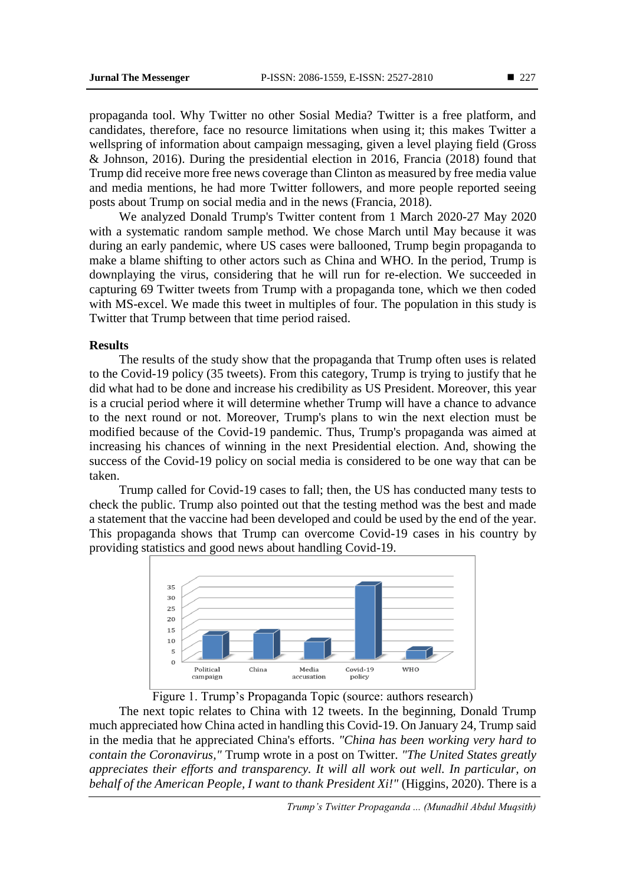propaganda tool. Why Twitter no other Sosial Media? Twitter is a free platform, and candidates, therefore, face no resource limitations when using it; this makes Twitter a wellspring of information about campaign messaging, given a level playing field (Gross & Johnson, 2016). During the presidential election in 2016, Francia (2018) found that Trump did receive more free news coverage than Clinton as measured by free media value and media mentions, he had more Twitter followers, and more people reported seeing posts about Trump on social media and in the news (Francia, 2018).

We analyzed Donald Trump's Twitter content from 1 March 2020-27 May 2020 with a systematic random sample method. We chose March until May because it was during an early pandemic, where US cases were ballooned, Trump begin propaganda to make a blame shifting to other actors such as China and WHO. In the period, Trump is downplaying the virus, considering that he will run for re-election. We succeeded in capturing 69 Twitter tweets from Trump with a propaganda tone, which we then coded with MS-excel. We made this tweet in multiples of four. The population in this study is Twitter that Trump between that time period raised.

## Results

The results of the study show that the propaganda that Trump often uses is related to the Covid-19 policy (35 tweets). From this category, Trump is trying to justify that he did what had to be done and increase his credibility as US President. Moreover, this year is a crucial period where it will determine whether Trump will have a chance to advance to the next round or not. Moreover, Trump's plans to win the next election must be modified because of the Covid-19 pandemic. Thus, Trump's propaganda was aimed at increasing his chances of winning in the next Presidential election. And, showing the success of the Covid-19 policy on social media is considered to be one way that can be taken.

Trump called for Covid-19 cases to fall; then, the US has conducted many tests to check the public. Trump also pointed out that the testing method was the best and made a statement that the vaccine had been developed and could be used by the end of the year. This propaganda shows that Trump can overcome Covid-19 cases in his country by providing statistics and good news about handling Covid-19.

35
30
25
20
15
10
5
0

Political campaign
China
Media accusation
Covid-19 policy
WHO

Figure 1. Trump's Propaganda Topic (source: authors research)

The next topic relates to China with 12 tweets. In the beginning, Donald Trump much appreciated how China acted in handling this Covid-19. On January 24, Trump said in the media that he appreciated China's efforts. *"China has been working very hard to contain the Coronavirus,"* Trump wrote in a post on Twitter. *"The United States greatly appreciates their efforts and transparency. It will all work out well. In particular, on behalf of the American People, I want to thank President Xi!"* (Higgins, 2020). There is a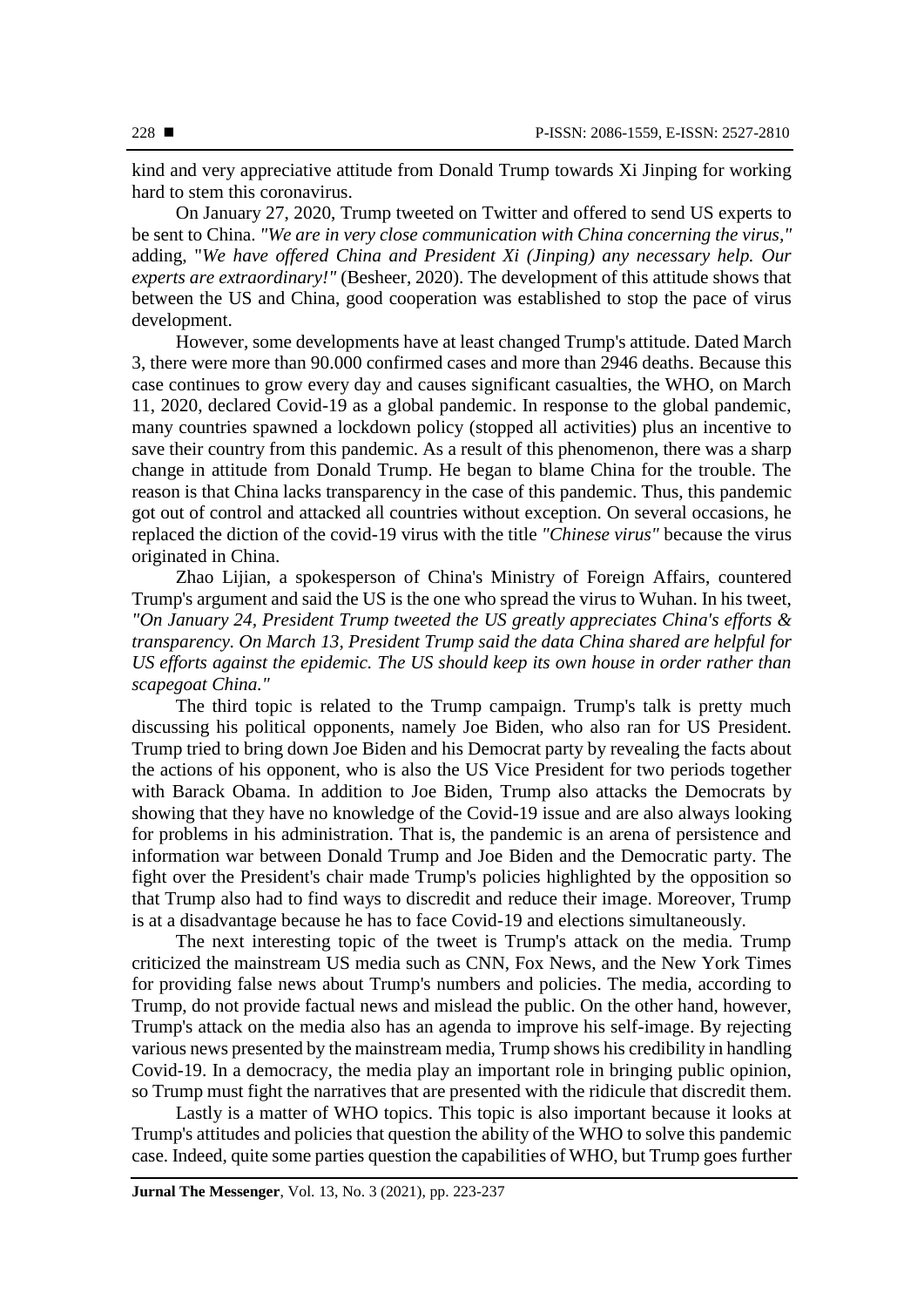kind and very appreciative attitude from Donald Trump towards Xi Jinping for working hard to stem this coronavirus.

On January 27, 2020, Trump tweeted on Twitter and offered to send US experts to be sent to China. *"We are in very close communication with China concerning the virus,"* adding, "*We have offered China and President Xi (Jinping) any necessary help. Our experts are extraordinary!"* (Besheer, 2020). The development of this attitude shows that between the US and China, good cooperation was established to stop the pace of virus development.

However, some developments have at least changed Trump's attitude. Dated March 3, there were more than 90.000 confirmed cases and more than 2946 deaths. Because this case continues to grow every day and causes significant casualties, the WHO, on March 11, 2020, declared Covid-19 as a global pandemic. In response to the global pandemic, many countries spawned a lockdown policy (stopped all activities) plus an incentive to save their country from this pandemic. As a result of this phenomenon, there was a sharp change in attitude from Donald Trump. He began to blame China for the trouble. The reason is that China lacks transparency in the case of this pandemic. Thus, this pandemic got out of control and attacked all countries without exception. On several occasions, he replaced the diction of the covid-19 virus with the title *"Chinese virus"* because the virus originated in China.

Zhao Lijian, a spokesperson of China's Ministry of Foreign Affairs, countered Trump's argument and said the US is the one who spread the virus to Wuhan. In his tweet, *"On January 24, President Trump tweeted the US greatly appreciates China's efforts & transparency. On March 13, President Trump said the data China shared are helpful for US efforts against the epidemic. The US should keep its own house in order rather than scapegoat China."*

The third topic is related to the Trump campaign. Trump's talk is pretty much discussing his political opponents, namely Joe Biden, who also ran for US President. Trump tried to bring down Joe Biden and his Democrat party by revealing the facts about the actions of his opponent, who is also the US Vice President for two periods together with Barack Obama. In addition to Joe Biden, Trump also attacks the Democrats by showing that they have no knowledge of the Covid-19 issue and are also always looking for problems in his administration. That is, the pandemic is an arena of persistence and information war between Donald Trump and Joe Biden and the Democratic party. The fight over the President's chair made Trump's policies highlighted by the opposition so that Trump also had to find ways to discredit and reduce their image. Moreover, Trump is at a disadvantage because he has to face Covid-19 and elections simultaneously.

The next interesting topic of the tweet is Trump's attack on the media. Trump criticized the mainstream US media such as CNN, Fox News, and the New York Times for providing false news about Trump's numbers and policies. The media, according to Trump, do not provide factual news and mislead the public. On the other hand, however, Trump's attack on the media also has an agenda to improve his self-image. By rejecting various news presented by the mainstream media, Trump shows his credibility in handling Covid-19. In a democracy, the media play an important role in bringing public opinion, so Trump must fight the narratives that are presented with the ridicule that discredit them.

Lastly is a matter of WHO topics. This topic is also important because it looks at Trump's attitudes and policies that question the ability of the WHO to solve this pandemic case. Indeed, quite some parties question the capabilities of WHO, but Trump goes further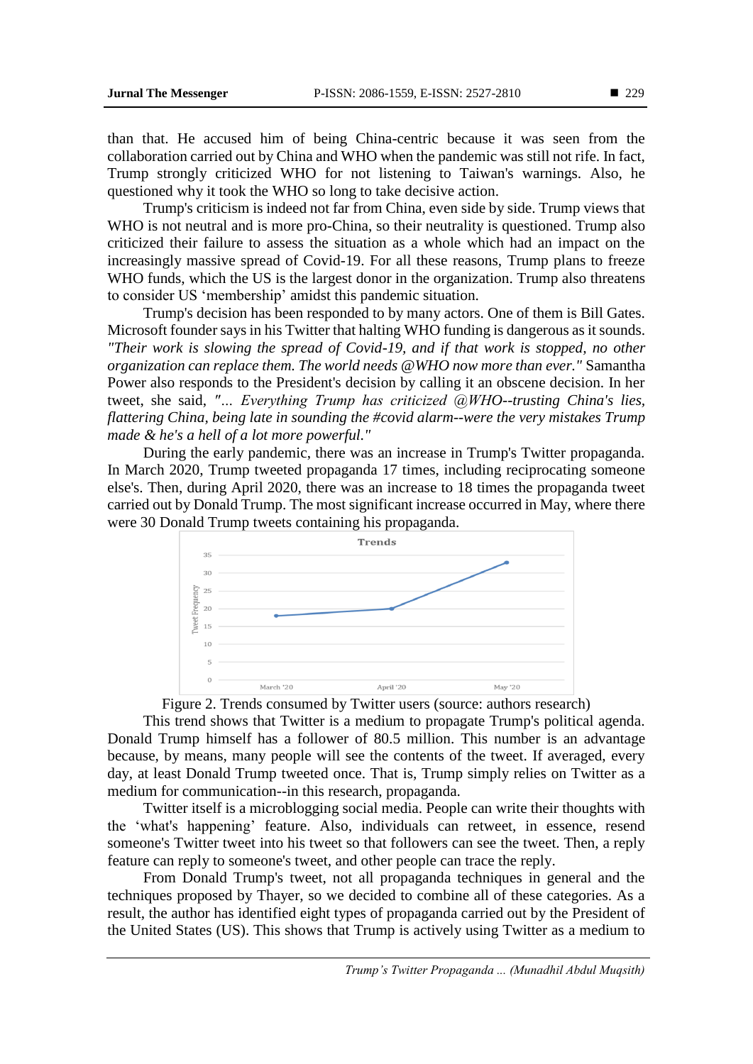than that. He accused him of being China-centric because it was seen from the collaboration carried out by China and WHO when the pandemic was still not rife. In fact, Trump strongly criticized WHO for not listening to Taiwan's warnings. Also, he questioned why it took the WHO so long to take decisive action.

Trump's criticism is indeed not far from China, even side by side. Trump views that WHO is not neutral and is more pro-China, so their neutrality is questioned. Trump also criticized their failure to assess the situation as a whole which had an impact on the increasingly massive spread of Covid-19. For all these reasons, Trump plans to freeze WHO funds, which the US is the largest donor in the organization. Trump also threatens to consider US 'membership' amidst this pandemic situation.

Trump's decision has been responded to by many actors. One of them is Bill Gates. Microsoft founder says in his Twitter that halting WHO funding is dangerous as it sounds. *"Their work is slowing the spread of Covid-19, and if that work is stopped, no other organization can replace them. The world needs @WHO now more than ever."* Samantha Power also responds to the President's decision by calling it an obscene decision. In her tweet, she said, *"... Everything Trump has criticized @WHO--trusting China's lies, flattering China, being late in sounding the #covid alarm--were the very mistakes Trump made & he's a hell of a lot more powerful."*

During the early pandemic, there was an increase in Trump's Twitter propaganda. In March 2020, Trump tweeted propaganda 17 times, including reciprocating someone else's. Then, during April 2020, there was an increase to 18 times the propaganda tweet carried out by Donald Trump. The most significant increase occurred in May, where there were 30 Donald Trump tweets containing his propaganda.

Trends

Tweet Frequency

35
30
25
20
15
10
5
0

March '20
April '20
May '20

Figure 2. Trends consumed by Twitter users (source: authors research)

This trend shows that Twitter is a medium to propagate Trump's political agenda. Donald Trump himself has a follower of 80.5 million. This number is an advantage because, by means, many people will see the contents of the tweet. If averaged, every day, at least Donald Trump tweeted once. That is, Trump simply relies on Twitter as a medium for communication--in this research, propaganda.

Twitter itself is a microblogging social media. People can write their thoughts with the 'what's happening' feature. Also, individuals can retweet, in essence, resend someone's Twitter tweet into his tweet so that followers can see the tweet. Then, a reply feature can reply to someone's tweet, and other people can trace the reply.

From Donald Trump's tweet, not all propaganda techniques in general and the techniques proposed by Thayer, so we decided to combine all of these categories. As a result, the author has identified eight types of propaganda carried out by the President of the United States (US). This shows that Trump is actively using Twitter as a medium to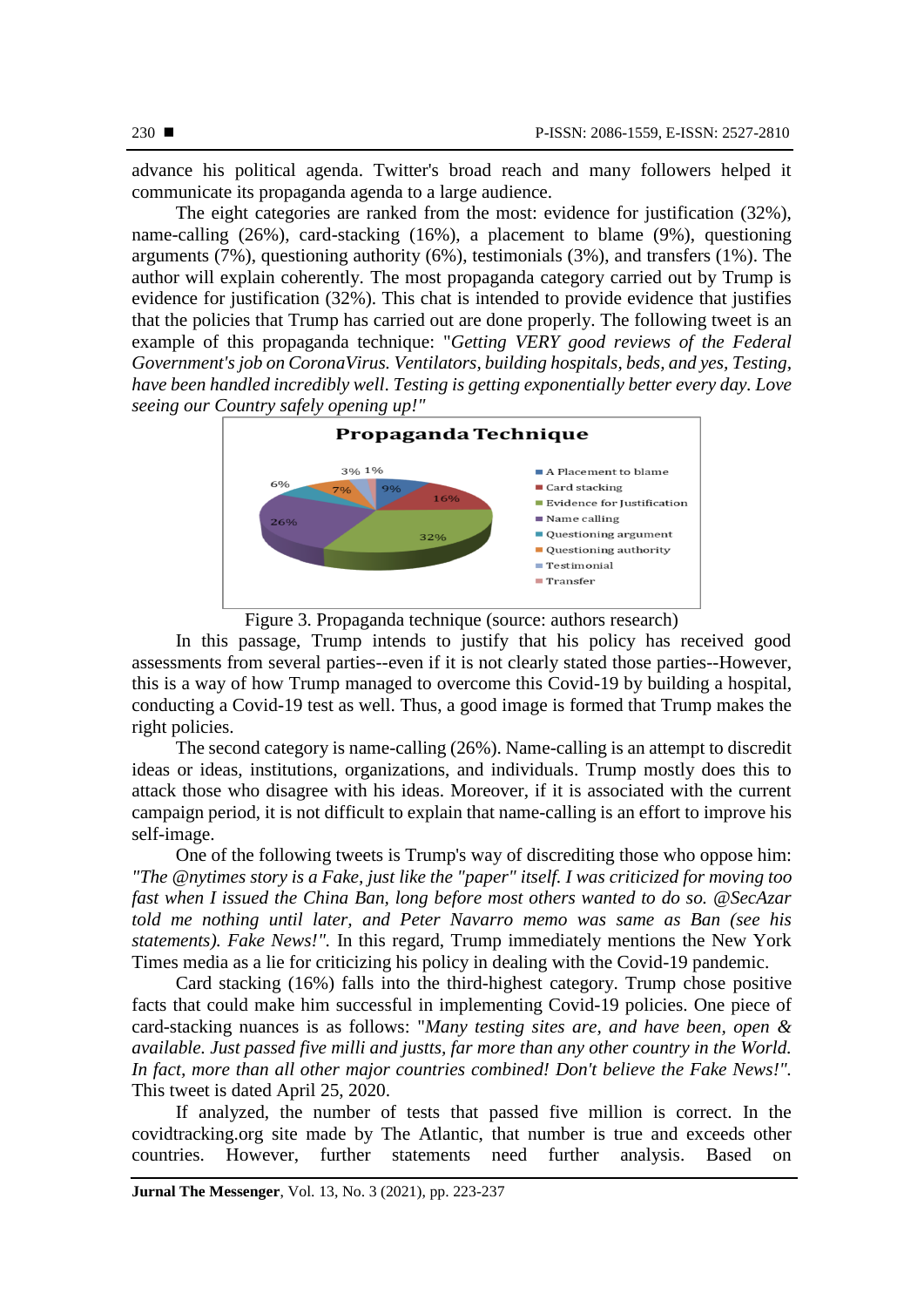advance his political agenda. Twitter's broad reach and many followers helped it communicate its propaganda agenda to a large audience.

The eight categories are ranked from the most: evidence for justification (32%), name-calling (26%), card-stacking (16%), a placement to blame (9%), questioning arguments (7%), questioning authority (6%), testimonials (3%), and transfers (1%). The author will explain coherently. The most propaganda category carried out by Trump is evidence for justification (32%). This chat is intended to provide evidence that justifies that the policies that Trump has carried out are done properly. The following tweet is an example of this propaganda technique: "*Getting VERY good reviews of the Federal Government's job on CoronaVirus. Ventilators, building hospitals, beds, and yes, Testing, have been handled incredibly well. Testing is getting exponentially better every day. Love seeing our Country safely opening up!*"

Propaganda Technique

3% 1%
6%
7%
9%
16%
26%
32%

A Placement to blame
Card stacking
Evidence for Justification
Name calling
Questioning argument
Questioning authority
Testimonial
Transfer

Figure 3. Propaganda technique (source: authors research)

In this passage, Trump intends to justify that his policy has received good assessments from several parties--even if it is not clearly stated those parties--However, this is a way of how Trump managed to overcome this Covid-19 by building a hospital, conducting a Covid-19 test as well. Thus, a good image is formed that Trump makes the right policies.

The second category is name-calling (26%). Name-calling is an attempt to discredit ideas or ideas, institutions, organizations, and individuals. Trump mostly does this to attack those who disagree with his ideas. Moreover, if it is associated with the current campaign period, it is not difficult to explain that name-calling is an effort to improve his self-image.

One of the following tweets is Trump's way of discrediting those who oppose him: *"The @nytimes story is a Fake, just like the "paper" itself. I was criticized for moving too fast when I issued the China Ban, long before most others wanted to do so. @SecAzar told me nothing until later, and Peter Navarro memo was same as Ban (see his statements). Fake News!".* In this regard, Trump immediately mentions the New York Times media as a lie for criticizing his policy in dealing with the Covid-19 pandemic.

Card stacking (16%) falls into the third-highest category. Trump chose positive facts that could make him successful in implementing Covid-19 policies. One piece of card-stacking nuances is as follows: "*Many testing sites are, and have been, open & available. Just passed five milli and justts, far more than any other country in the World. In fact, more than all other major countries combined! Don't believe the Fake News!".* This tweet is dated April 25, 2020.

If analyzed, the number of tests that passed five million is correct. In the covidtracking.org site made by The Atlantic, that number is true and exceeds other countries. However, further statements need further analysis. Based on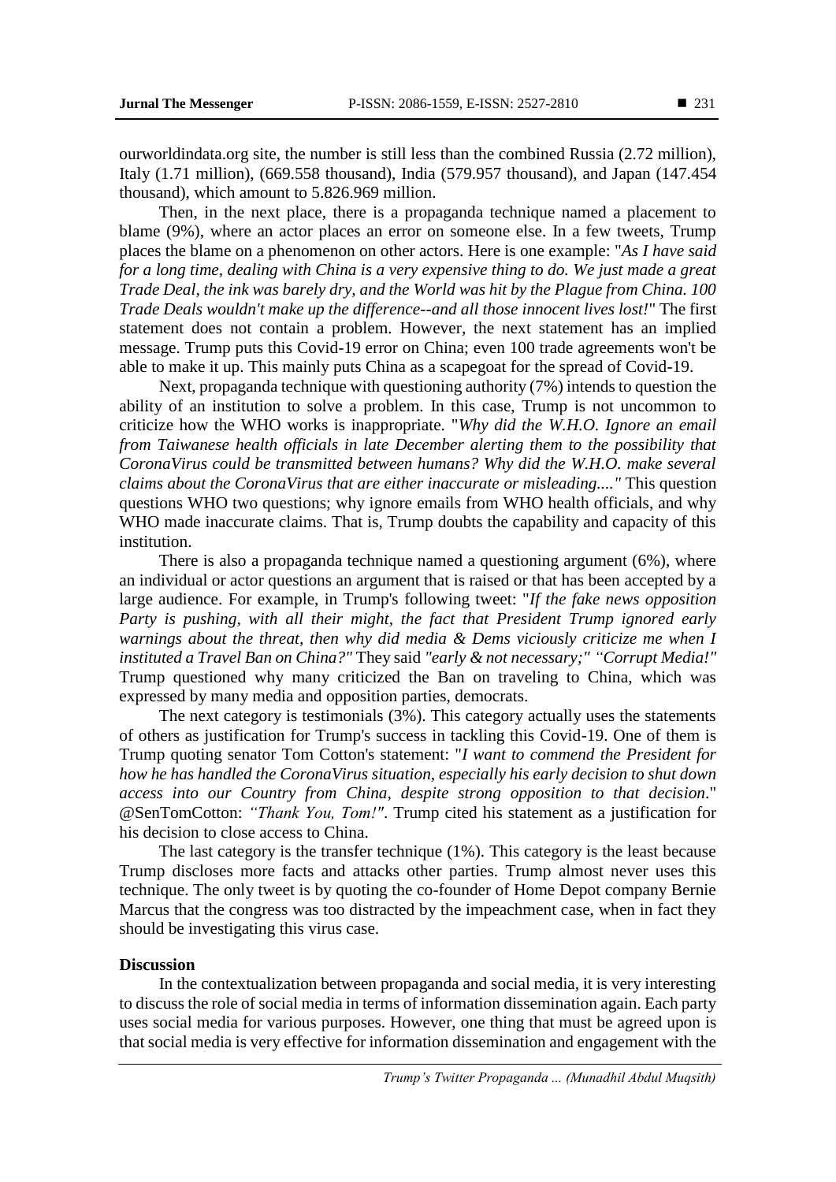ourworldindata.org site, the number is still less than the combined Russia (2.72 million), Italy (1.71 million), (669.558 thousand), India (579.957 thousand), and Japan (147.454 thousand), which amount to 5.826.969 million.

Then, in the next place, there is a propaganda technique named a placement to blame (9%), where an actor places an error on someone else. In a few tweets, Trump places the blame on a phenomenon on other actors. Here is one example: "*As I have said for a long time, dealing with China is a very expensive thing to do. We just made a great Trade Deal, the ink was barely dry, and the World was hit by the Plague from China. 100 Trade Deals wouldn't make up the difference--and all those innocent lives lost!*" The first statement does not contain a problem. However, the next statement has an implied message. Trump puts this Covid-19 error on China; even 100 trade agreements won't be able to make it up. This mainly puts China as a scapegoat for the spread of Covid-19.

Next, propaganda technique with questioning authority (7%) intends to question the ability of an institution to solve a problem. In this case, Trump is not uncommon to criticize how the WHO works is inappropriate. "*Why did the W.H.O. Ignore an email from Taiwanese health officials in late December alerting them to the possibility that CoronaVirus could be transmitted between humans? Why did the W.H.O. make several claims about the CoronaVirus that are either inaccurate or misleading...."* This question questions WHO two questions; why ignore emails from WHO health officials, and why WHO made inaccurate claims. That is, Trump doubts the capability and capacity of this institution.

There is also a propaganda technique named a questioning argument (6%), where an individual or actor questions an argument that is raised or that has been accepted by a large audience. For example, in Trump's following tweet: "*If the fake news opposition Party is pushing, with all their might, the fact that President Trump ignored early warnings about the threat, then why did media & Dems viciously criticize me when I instituted a Travel Ban on China?"* They said *"early & not necessary;" "Corrupt Media!"* Trump questioned why many criticized the Ban on traveling to China, which was expressed by many media and opposition parties, democrats.

The next category is testimonials (3%). This category actually uses the statements of others as justification for Trump's success in tackling this Covid-19. One of them is Trump quoting senator Tom Cotton's statement: "*I want to commend the President for how he has handled the CoronaVirus situation, especially his early decision to shut down access into our Country from China, despite strong opposition to that decision*." @SenTomCotton: *"Thank You, Tom!"*. Trump cited his statement as a justification for his decision to close access to China.

The last category is the transfer technique (1%). This category is the least because Trump discloses more facts and attacks other parties. Trump almost never uses this technique. The only tweet is by quoting the co-founder of Home Depot company Bernie Marcus that the congress was too distracted by the impeachment case, when in fact they should be investigating this virus case.

## Discussion

In the contextualization between propaganda and social media, it is very interesting to discuss the role of social media in terms of information dissemination again. Each party uses social media for various purposes. However, one thing that must be agreed upon is that social media is very effective for information dissemination and engagement with the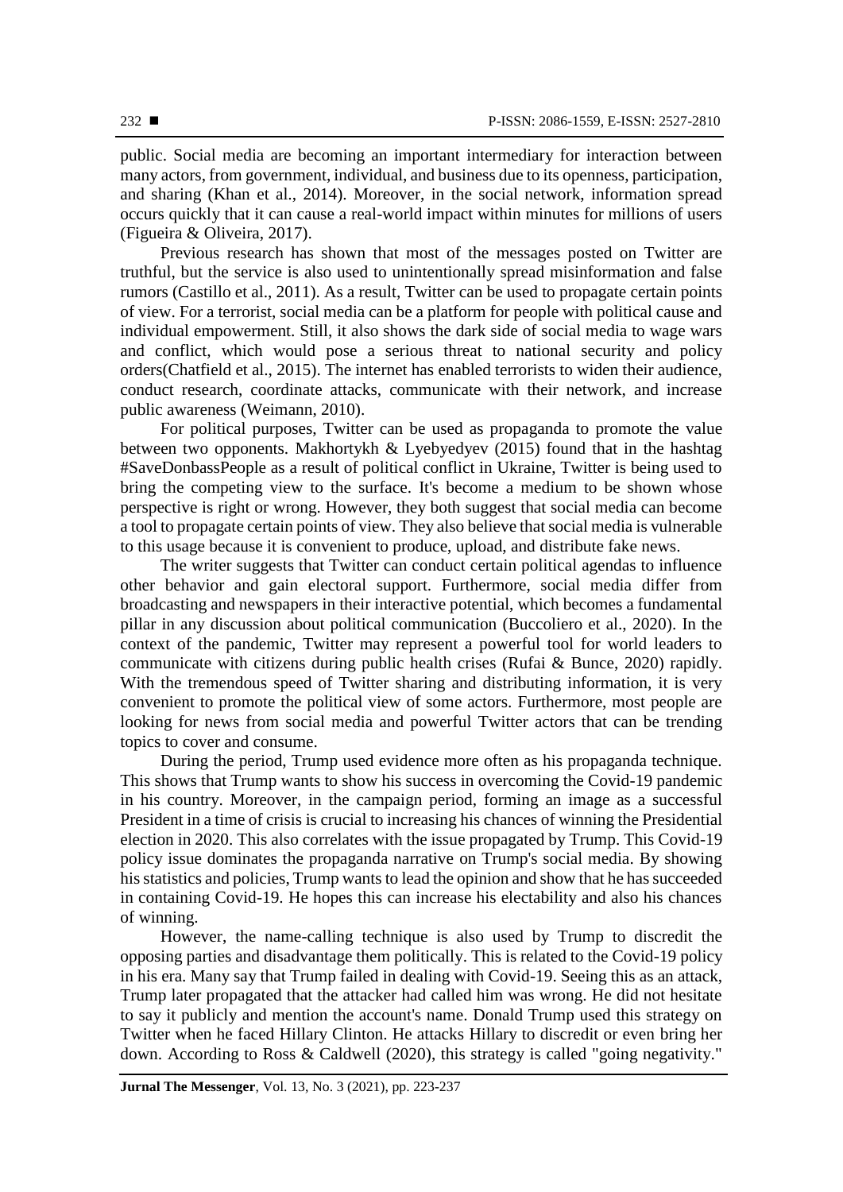public. Social media are becoming an important intermediary for interaction between many actors, from government, individual, and business due to its openness, participation, and sharing (Khan et al., 2014). Moreover, in the social network, information spread occurs quickly that it can cause a real-world impact within minutes for millions of users (Figueira & Oliveira, 2017).

Previous research has shown that most of the messages posted on Twitter are truthful, but the service is also used to unintentionally spread misinformation and false rumors (Castillo et al., 2011). As a result, Twitter can be used to propagate certain points of view. For a terrorist, social media can be a platform for people with political cause and individual empowerment. Still, it also shows the dark side of social media to wage wars and conflict, which would pose a serious threat to national security and policy orders(Chatfield et al., 2015). The internet has enabled terrorists to widen their audience, conduct research, coordinate attacks, communicate with their network, and increase public awareness (Weimann, 2010).

For political purposes, Twitter can be used as propaganda to promote the value between two opponents. Makhortykh & Lyebyedyev (2015) found that in the hashtag #SaveDonbassPeople as a result of political conflict in Ukraine, Twitter is being used to bring the competing view to the surface. It's become a medium to be shown whose perspective is right or wrong. However, they both suggest that social media can become a tool to propagate certain points of view. They also believe that social media is vulnerable to this usage because it is convenient to produce, upload, and distribute fake news.

The writer suggests that Twitter can conduct certain political agendas to influence other behavior and gain electoral support. Furthermore, social media differ from broadcasting and newspapers in their interactive potential, which becomes a fundamental pillar in any discussion about political communication (Buccoliero et al., 2020). In the context of the pandemic, Twitter may represent a powerful tool for world leaders to communicate with citizens during public health crises (Rufai & Bunce, 2020) rapidly. With the tremendous speed of Twitter sharing and distributing information, it is very convenient to promote the political view of some actors. Furthermore, most people are looking for news from social media and powerful Twitter actors that can be trending topics to cover and consume.

During the period, Trump used evidence more often as his propaganda technique. This shows that Trump wants to show his success in overcoming the Covid-19 pandemic in his country. Moreover, in the campaign period, forming an image as a successful President in a time of crisis is crucial to increasing his chances of winning the Presidential election in 2020. This also correlates with the issue propagated by Trump. This Covid-19 policy issue dominates the propaganda narrative on Trump's social media. By showing his statistics and policies, Trump wants to lead the opinion and show that he has succeeded in containing Covid-19. He hopes this can increase his electability and also his chances of winning.

However, the name-calling technique is also used by Trump to discredit the opposing parties and disadvantage them politically. This is related to the Covid-19 policy in his era. Many say that Trump failed in dealing with Covid-19. Seeing this as an attack, Trump later propagated that the attacker had called him was wrong. He did not hesitate to say it publicly and mention the account's name. Donald Trump used this strategy on Twitter when he faced Hillary Clinton. He attacks Hillary to discredit or even bring her down. According to Ross & Caldwell (2020), this strategy is called "going negativity."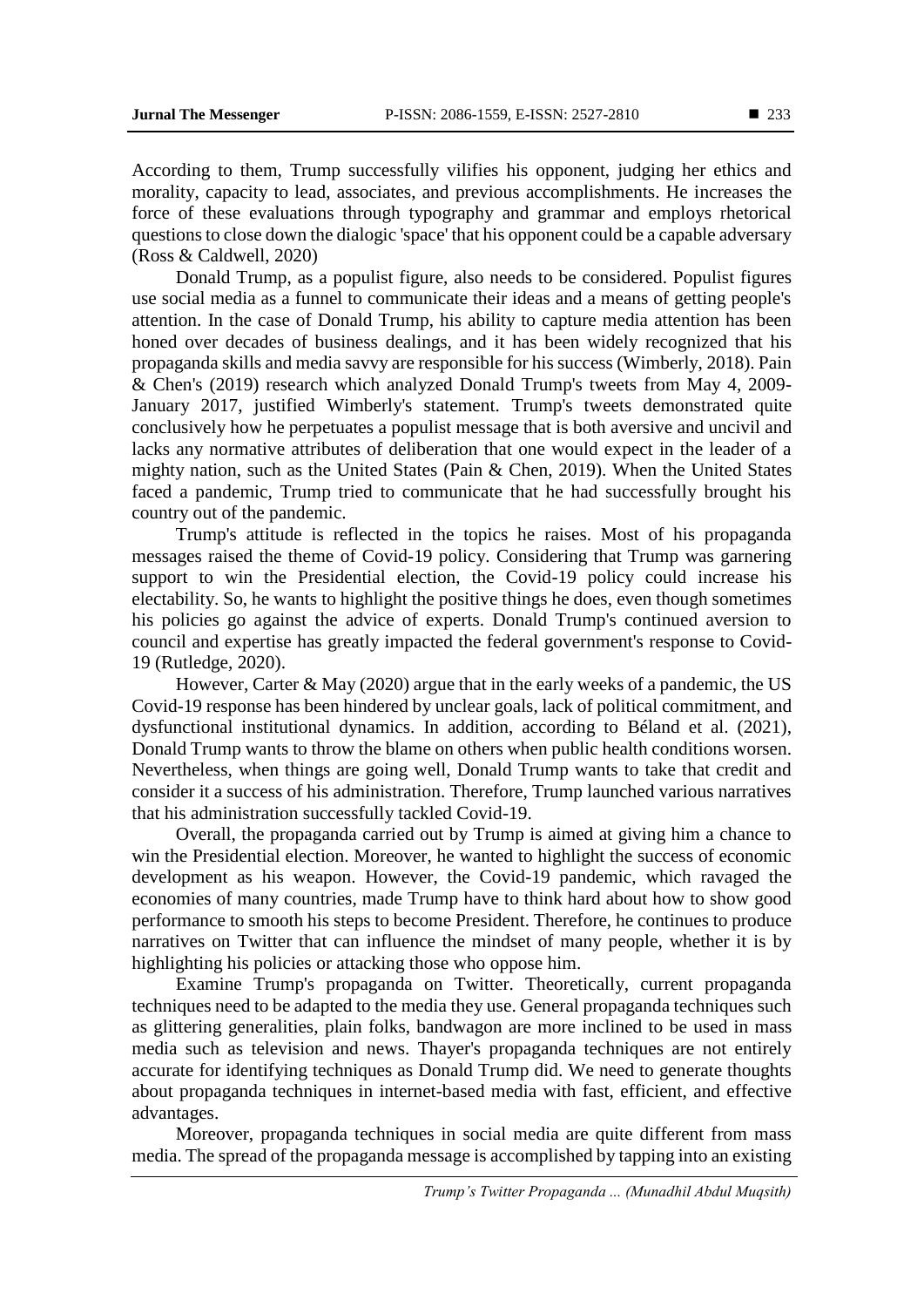According to them, Trump successfully vilifies his opponent, judging her ethics and morality, capacity to lead, associates, and previous accomplishments. He increases the force of these evaluations through typography and grammar and employs rhetorical questions to close down the dialogic 'space' that his opponent could be a capable adversary (Ross & Caldwell, 2020)

Donald Trump, as a populist figure, also needs to be considered. Populist figures use social media as a funnel to communicate their ideas and a means of getting people's attention. In the case of Donald Trump, his ability to capture media attention has been honed over decades of business dealings, and it has been widely recognized that his propaganda skills and media savvy are responsible for his success (Wimberly, 2018). Pain & Chen's (2019) research which analyzed Donald Trump's tweets from May 4, 2009-January 2017, justified Wimberly's statement. Trump's tweets demonstrated quite conclusively how he perpetuates a populist message that is both aversive and uncivil and lacks any normative attributes of deliberation that one would expect in the leader of a mighty nation, such as the United States (Pain & Chen, 2019). When the United States faced a pandemic, Trump tried to communicate that he had successfully brought his country out of the pandemic.

Trump's attitude is reflected in the topics he raises. Most of his propaganda messages raised the theme of Covid-19 policy. Considering that Trump was garnering support to win the Presidential election, the Covid-19 policy could increase his electability. So, he wants to highlight the positive things he does, even though sometimes his policies go against the advice of experts. Donald Trump's continued aversion to council and expertise has greatly impacted the federal government's response to Covid-19 (Rutledge, 2020).

However, Carter & May (2020) argue that in the early weeks of a pandemic, the US Covid-19 response has been hindered by unclear goals, lack of political commitment, and dysfunctional institutional dynamics. In addition, according to Béland et al. (2021), Donald Trump wants to throw the blame on others when public health conditions worsen. Nevertheless, when things are going well, Donald Trump wants to take that credit and consider it a success of his administration. Therefore, Trump launched various narratives that his administration successfully tackled Covid-19.

Overall, the propaganda carried out by Trump is aimed at giving him a chance to win the Presidential election. Moreover, he wanted to highlight the success of economic development as his weapon. However, the Covid-19 pandemic, which ravaged the economies of many countries, made Trump have to think hard about how to show good performance to smooth his steps to become President. Therefore, he continues to produce narratives on Twitter that can influence the mindset of many people, whether it is by highlighting his policies or attacking those who oppose him.

Examine Trump's propaganda on Twitter. Theoretically, current propaganda techniques need to be adapted to the media they use. General propaganda techniques such as glittering generalities, plain folks, bandwagon are more inclined to be used in mass media such as television and news. Thayer's propaganda techniques are not entirely accurate for identifying techniques as Donald Trump did. We need to generate thoughts about propaganda techniques in internet-based media with fast, efficient, and effective advantages.

Moreover, propaganda techniques in social media are quite different from mass media. The spread of the propaganda message is accomplished by tapping into an existing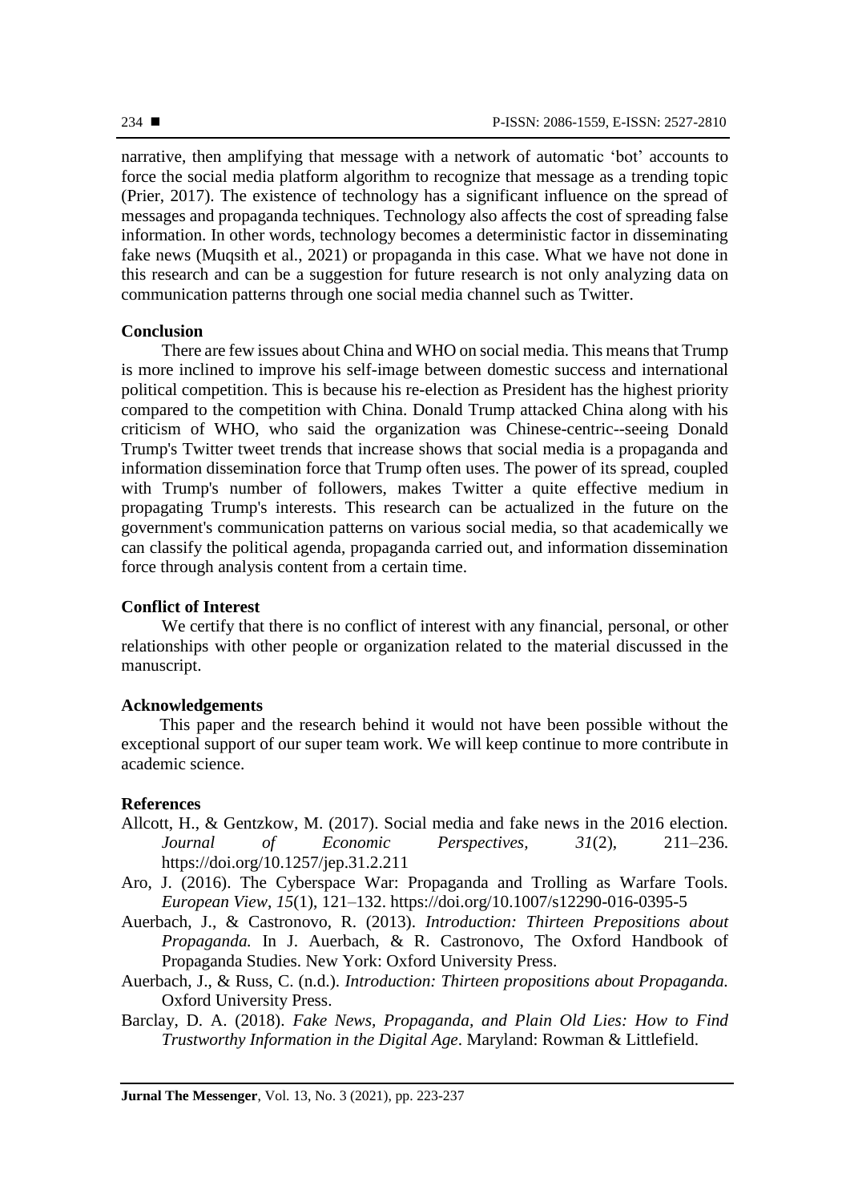narrative, then amplifying that message with a network of automatic 'bot' accounts to force the social media platform algorithm to recognize that message as a trending topic (Prier, 2017). The existence of technology has a significant influence on the spread of messages and propaganda techniques. Technology also affects the cost of spreading false information. In other words, technology becomes a deterministic factor in disseminating fake news (Muqsith et al., 2021) or propaganda in this case. What we have not done in this research and can be a suggestion for future research is not only analyzing data on communication patterns through one social media channel such as Twitter.

**Conclusion**

There are few issues about China and WHO on social media. This means that Trump is more inclined to improve his self-image between domestic success and international political competition. This is because his re-election as President has the highest priority compared to the competition with China. Donald Trump attacked China along with his criticism of WHO, who said the organization was Chinese-centric--seeing Donald Trump's Twitter tweet trends that increase shows that social media is a propaganda and information dissemination force that Trump often uses. The power of its spread, coupled with Trump's number of followers, makes Twitter a quite effective medium in propagating Trump's interests. This research can be actualized in the future on the government's communication patterns on various social media, so that academically we can classify the political agenda, propaganda carried out, and information dissemination force through analysis content from a certain time.

**Conflict of Interest**

We certify that there is no conflict of interest with any financial, personal, or other relationships with other people or organization related to the material discussed in the manuscript.

**Acknowledgements**

This paper and the research behind it would not have been possible without the exceptional support of our super team work. We will keep continue to more contribute in academic science.

**References**

Allcott, H., & Gentzkow, M. (2017). Social media and fake news in the 2016 election. *Journal of Economic Perspectives*, *31*(2), 211–236. https://doi.org/10.1257/jep.31.2.211

Aro, J. (2016). The Cyberspace War: Propaganda and Trolling as Warfare Tools. *European View*, *15*(1), 121–132. https://doi.org/10.1007/s12290-016-0395-5

Auerbach, J., & Castronovo, R. (2013). *Introduction: Thirteen Prepositions about Propaganda.* In J. Auerbach, & R. Castronovo, The Oxford Handbook of Propaganda Studies. New York: Oxford University Press.

Auerbach, J., & Russ, C. (n.d.). *Introduction: Thirteen propositions about Propaganda.* Oxford University Press.

Barclay, D. A. (2018). *Fake News, Propaganda, and Plain Old Lies: How to Find Trustworthy Information in the Digital Age*. Maryland: Rowman & Littlefield.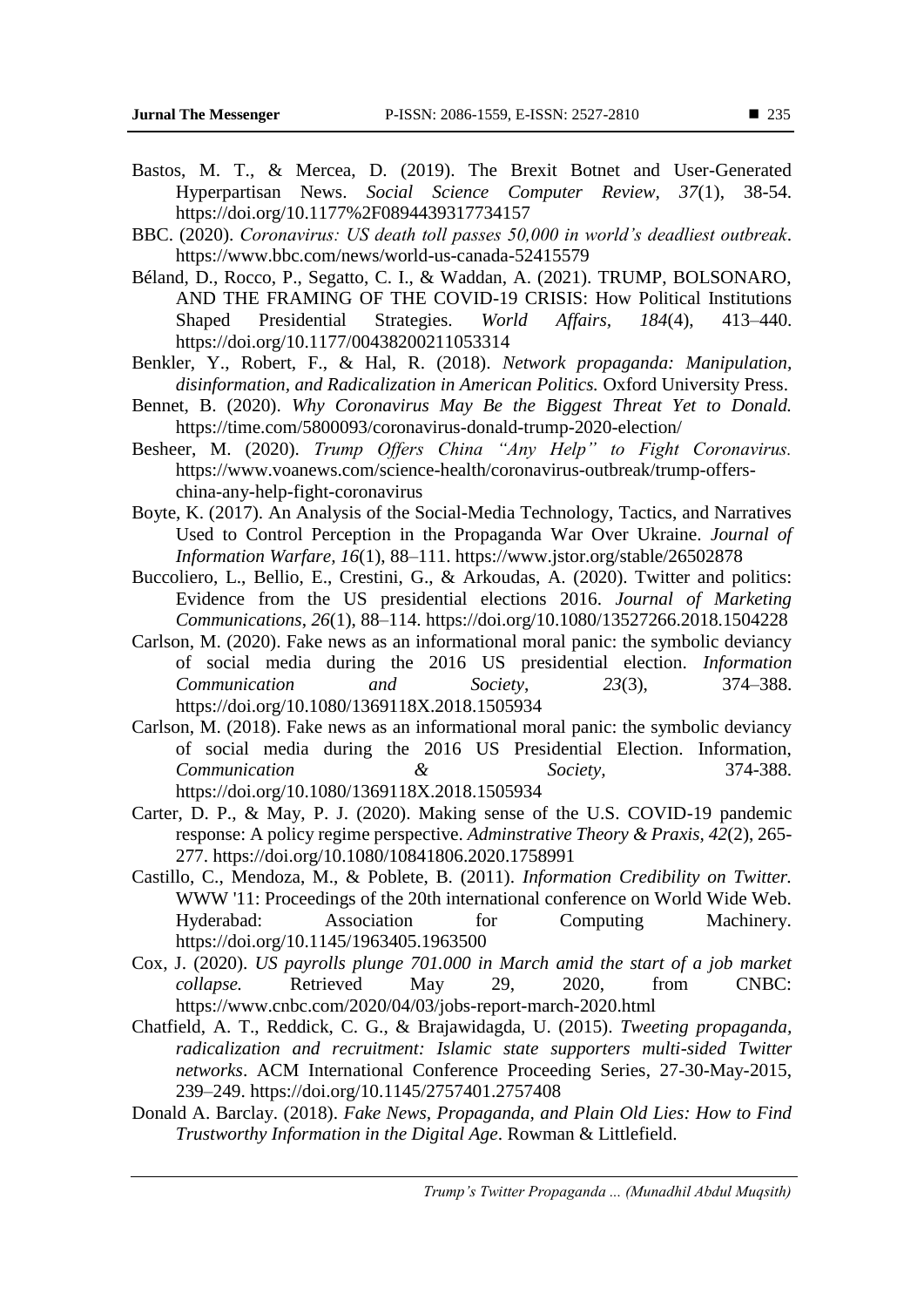Bastos, M. T., & Mercea, D. (2019). The Brexit Botnet and User-Generated Hyperpartisan News. *Social Science Computer Review*, *37*(1), 38-54. https://doi.org/10.1177%2F0894439317734157

BBC. (2020). *Coronavirus: US death toll passes 50,000 in world's deadliest outbreak*. https://www.bbc.com/news/world-us-canada-52415579

Béland, D., Rocco, P., Segatto, C. I., & Waddan, A. (2021). TRUMP, BOLSONARO, AND THE FRAMING OF THE COVID-19 CRISIS: How Political Institutions Shaped Presidential Strategies. *World Affairs*, *184*(4), 413–440. https://doi.org/10.1177/00438200211053314

Benkler, Y., Robert, F., & Hal, R. (2018). *Network propaganda: Manipulation, disinformation, and Radicalization in American Politics.* Oxford University Press.

Bennet, B. (2020). *Why Coronavirus May Be the Biggest Threat Yet to Donald.* https://time.com/5800093/coronavirus-donald-trump-2020-election/

Besheer, M. (2020). *Trump Offers China "Any Help" to Fight Coronavirus.* https://www.voanews.com/science-health/coronavirus-outbreak/trump-offers-china-any-help-fight-coronavirus

Boyte, K. (2017). An Analysis of the Social-Media Technology, Tactics, and Narratives Used to Control Perception in the Propaganda War Over Ukraine. *Journal of Information Warfare*, *16*(1), 88–111. https://www.jstor.org/stable/26502878

Buccoliero, L., Bellio, E., Crestini, G., & Arkoudas, A. (2020). Twitter and politics: Evidence from the US presidential elections 2016. *Journal of Marketing Communications*, *26*(1), 88–114. https://doi.org/10.1080/13527266.2018.1504228

Carlson, M. (2020). Fake news as an informational moral panic: the symbolic deviancy of social media during the 2016 US presidential election. *Information Communication and Society*, *23*(3), 374–388. https://doi.org/10.1080/1369118X.2018.1505934

Carlson, M. (2018). Fake news as an informational moral panic: the symbolic deviancy of social media during the 2016 US Presidential Election. Information, *Communication & Society*, 374-388. https://doi.org/10.1080/1369118X.2018.1505934

Carter, D. P., & May, P. J. (2020). Making sense of the U.S. COVID-19 pandemic response: A policy regime perspective. *Adminstrative Theory & Praxis*, *42*(2), 265-277. https://doi.org/10.1080/10841806.2020.1758991

Castillo, C., Mendoza, M., & Poblete, B. (2011). *Information Credibility on Twitter.* WWW '11: Proceedings of the 20th international conference on World Wide Web. Hyderabad: Association for Computing Machinery. https://doi.org/10.1145/1963405.1963500

Cox, J. (2020). *US payrolls plunge 701.000 in March amid the start of a job market collapse.* Retrieved May 29, 2020, from CNBC: https://www.cnbc.com/2020/04/03/jobs-report-march-2020.html

Chatfield, A. T., Reddick, C. G., & Brajawidagda, U. (2015). *Tweeting propaganda, radicalization and recruitment: Islamic state supporters multi-sided Twitter networks*. ACM International Conference Proceeding Series, 27-30-May-2015, 239–249. https://doi.org/10.1145/2757401.2757408

Donald A. Barclay. (2018). *Fake News, Propaganda, and Plain Old Lies: How to Find Trustworthy Information in the Digital Age*. Rowman & Littlefield.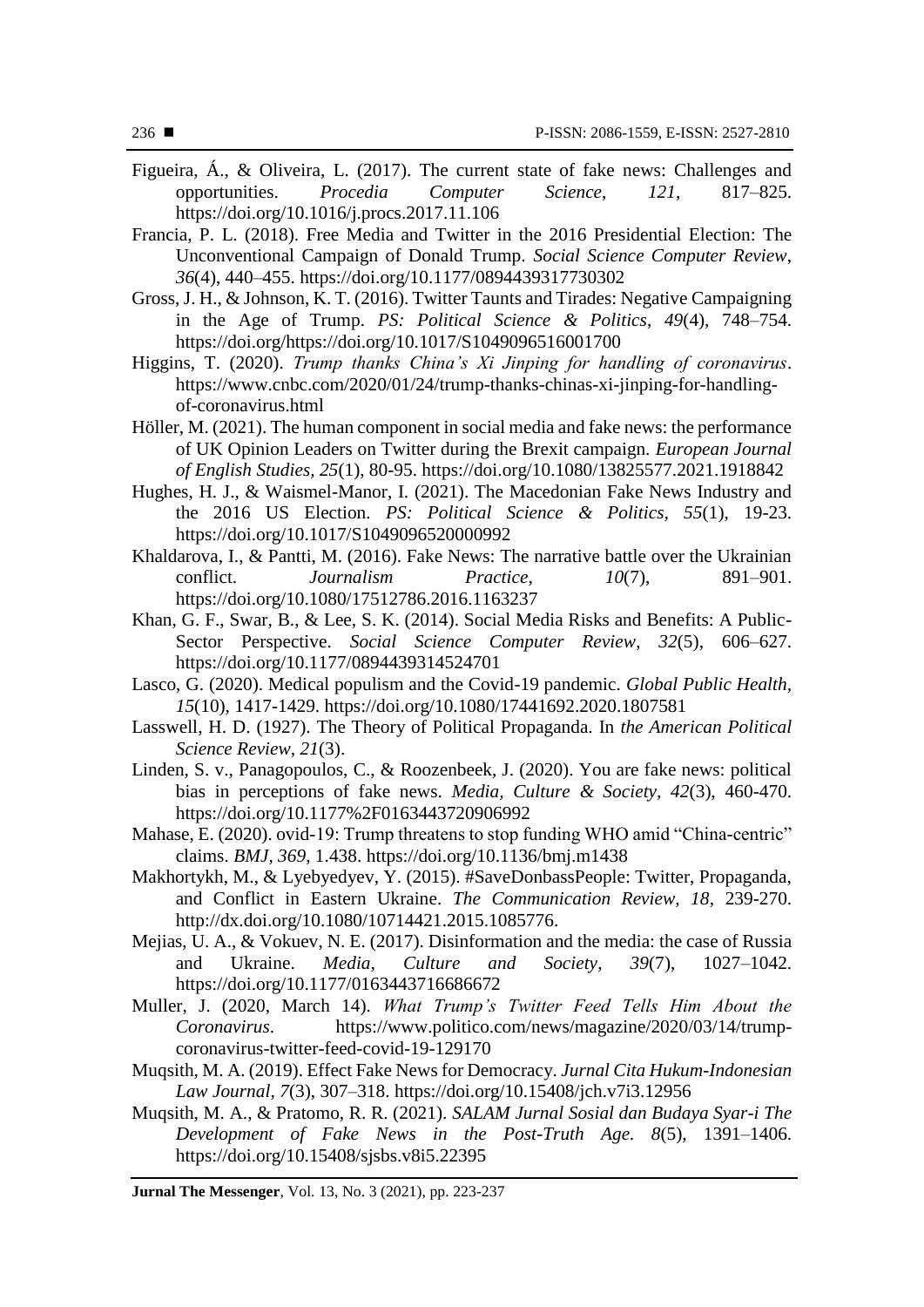Figueira, Á., & Oliveira, L. (2017). The current state of fake news: Challenges and opportunities. *Procedia Computer Science*, *121*, 817–825. https://doi.org/10.1016/j.procs.2017.11.106

Francia, P. L. (2018). Free Media and Twitter in the 2016 Presidential Election: The Unconventional Campaign of Donald Trump. *Social Science Computer Review*, *36*(4), 440–455. https://doi.org/10.1177/0894439317730302

Gross, J. H., & Johnson, K. T. (2016). Twitter Taunts and Tirades: Negative Campaigning in the Age of Trump. *PS: Political Science & Politics*, *49*(4), 748–754. https://doi.org/https://doi.org/10.1017/S1049096516001700

Higgins, T. (2020). *Trump thanks China's Xi Jinping for handling of coronavirus*. https://www.cnbc.com/2020/01/24/trump-thanks-chinas-xi-jinping-for-handling-of-coronavirus.html

Höller, M. (2021). The human component in social media and fake news: the performance of UK Opinion Leaders on Twitter during the Brexit campaign. *European Journal of English Studies, 25*(1), 80-95. https://doi.org/10.1080/13825577.2021.1918842

Hughes, H. J., & Waismel-Manor, I. (2021). The Macedonian Fake News Industry and the 2016 US Election. *PS: Political Science & Politics, 55*(1), 19-23. https://doi.org/10.1017/S1049096520000992

Khaldarova, I., & Pantti, M. (2016). Fake News: The narrative battle over the Ukrainian conflict. *Journalism Practice*, *10*(7), 891–901. https://doi.org/10.1080/17512786.2016.1163237

Khan, G. F., Swar, B., & Lee, S. K. (2014). Social Media Risks and Benefits: A Public-Sector Perspective. *Social Science Computer Review*, *32*(5), 606–627. https://doi.org/10.1177/0894439314524701

Lasco, G. (2020). Medical populism and the Covid-19 pandemic. *Global Public Health*, *15*(10), 1417-1429. https://doi.org/10.1080/17441692.2020.1807581

Lasswell, H. D. (1927). The Theory of Political Propaganda. In *the American Political Science Review*, *21*(3).

Linden, S. v., Panagopoulos, C., & Roozenbeek, J. (2020). You are fake news: political bias in perceptions of fake news. *Media, Culture & Society, 42*(3), 460-470. https://doi.org/10.1177%2F0163443720906992

Mahase, E. (2020). ovid-19: Trump threatens to stop funding WHO amid "China-centric" claims. *BMJ*, *369*, 1.438. https://doi.org/10.1136/bmj.m1438

Makhortykh, M., & Lyebyedyev, Y. (2015). #SaveDonbassPeople: Twitter, Propaganda, and Conflict in Eastern Ukraine. *The Communication Review, 18*, 239-270. http://dx.doi.org/10.1080/10714421.2015.1085776.

Mejias, U. A., & Vokuev, N. E. (2017). Disinformation and the media: the case of Russia and Ukraine. *Media, Culture and Society, 39*(7), 1027–1042. https://doi.org/10.1177/0163443716686672

Muller, J. (2020, March 14). *What Trump's Twitter Feed Tells Him About the Coronavirus*. https://www.politico.com/news/magazine/2020/03/14/trump-coronavirus-twitter-feed-covid-19-129170

Muqsith, M. A. (2019). Effect Fake News for Democracy. *Jurnal Cita Hukum-Indonesian Law Journal*, *7*(3), 307–318. https://doi.org/10.15408/jch.v7i3.12956

Muqsith, M. A., & Pratomo, R. R. (2021). *SALAM Jurnal Sosial dan Budaya Syar-i The Development of Fake News in the Post-Truth Age. 8*(5), 1391–1406. https://doi.org/10.15408/sjsbs.v8i5.22395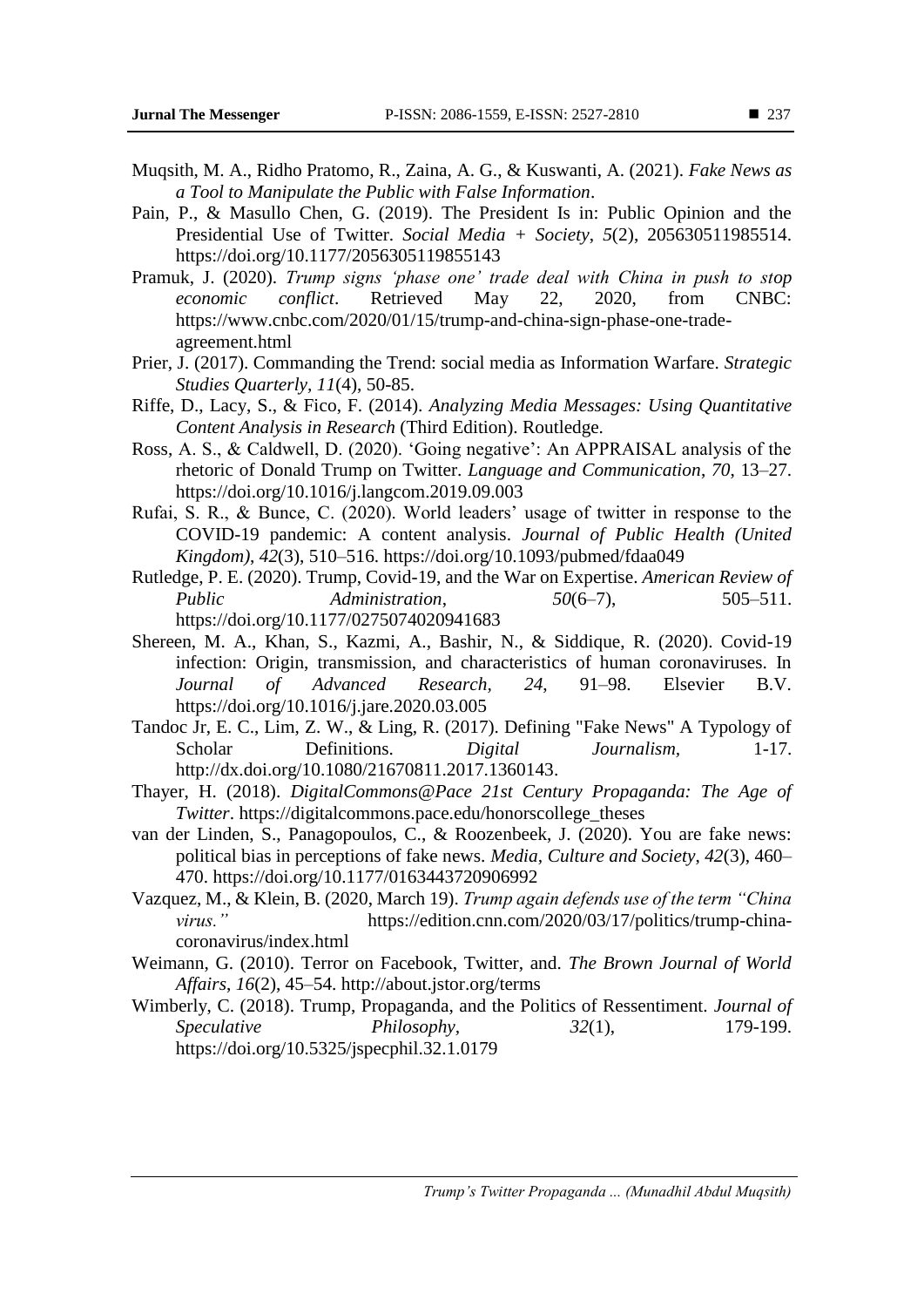Muqsith, M. A., Ridho Pratomo, R., Zaina, A. G., & Kuswanti, A. (2021). *Fake News as a Tool to Manipulate the Public with False Information*.

Pain, P., & Masullo Chen, G. (2019). The President Is in: Public Opinion and the Presidential Use of Twitter. *Social Media + Society*, *5*(2), 205630511985514. https://doi.org/10.1177/2056305119855143

Pramuk, J. (2020). *Trump signs 'phase one' trade deal with China in push to stop economic conflict*. Retrieved May 22, 2020, from CNBC: https://www.cnbc.com/2020/01/15/trump-and-china-sign-phase-one-trade-agreement.html

Prier, J. (2017). Commanding the Trend: social media as Information Warfare. *Strategic Studies Quarterly*, *11*(4), 50-85.

Riffe, D., Lacy, S., & Fico, F. (2014). *Analyzing Media Messages: Using Quantitative Content Analysis in Research* (Third Edition). Routledge.

Ross, A. S., & Caldwell, D. (2020). 'Going negative': An APPRAISAL analysis of the rhetoric of Donald Trump on Twitter. *Language and Communication*, *70*, 13–27. https://doi.org/10.1016/j.langcom.2019.09.003

Rufai, S. R., & Bunce, C. (2020). World leaders' usage of twitter in response to the COVID-19 pandemic: A content analysis. *Journal of Public Health (United Kingdom)*, *42*(3), 510–516. https://doi.org/10.1093/pubmed/fdaa049

Rutledge, P. E. (2020). Trump, Covid-19, and the War on Expertise. *American Review of Public Administration*, *50*(6–7), 505–511. https://doi.org/10.1177/0275074020941683

Shereen, M. A., Khan, S., Kazmi, A., Bashir, N., & Siddique, R. (2020). Covid-19 infection: Origin, transmission, and characteristics of human coronaviruses. In *Journal of Advanced Research, 24*, 91–98. Elsevier B.V. https://doi.org/10.1016/j.jare.2020.03.005

Tandoc Jr, E. C., Lim, Z. W., & Ling, R. (2017). Defining "Fake News" A Typology of Scholar Definitions. *Digital Journalism*, 1-17. http://dx.doi.org/10.1080/21670811.2017.1360143.

Thayer, H. (2018). *DigitalCommons@Pace 21st Century Propaganda: The Age of Twitter*. https://digitalcommons.pace.edu/honorscollege_theses

van der Linden, S., Panagopoulos, C., & Roozenbeek, J. (2020). You are fake news: political bias in perceptions of fake news. *Media, Culture and Society*, *42*(3), 460–470. https://doi.org/10.1177/0163443720906992

Vazquez, M., & Klein, B. (2020, March 19). *Trump again defends use of the term "China virus."* https://edition.cnn.com/2020/03/17/politics/trump-china-coronavirus/index.html

Weimann, G. (2010). Terror on Facebook, Twitter, and. *The Brown Journal of World Affairs*, *16*(2), 45–54. http://about.jstor.org/terms

Wimberly, C. (2018). Trump, Propaganda, and the Politics of Ressentiment. *Journal of Speculative Philosophy*, *32*(1), 179-199. https://doi.org/10.5325/jspecphil.32.1.0179